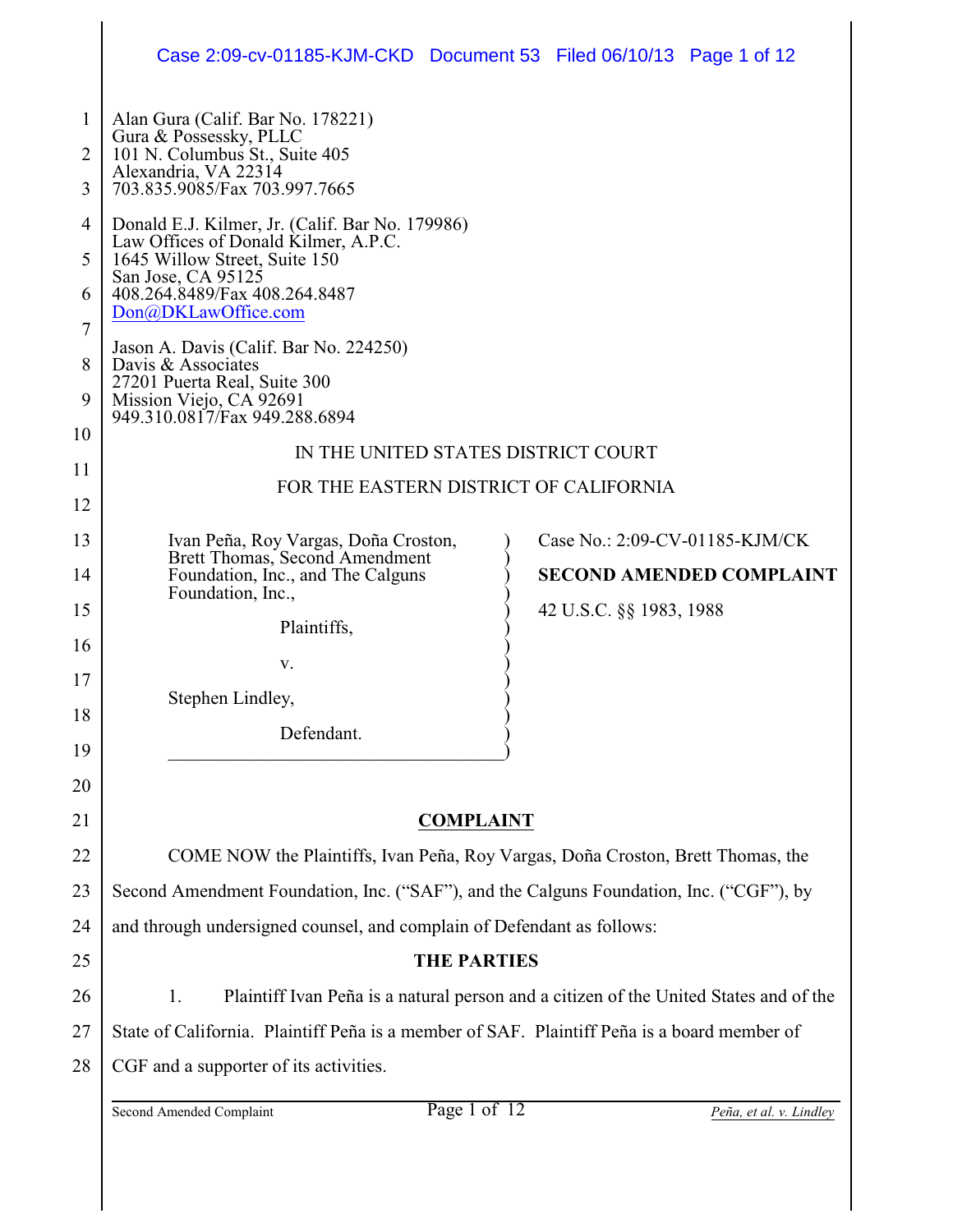Alan Gura (Calif. Bar No. 178221)
Gura & Possessky, PLLC
101 N. Columbus St., Suite 405
Alexandria, VA 22314
703.835.9085/Fax 703.997.7665

Donald E.J. Kilmer, Jr. (Calif. Bar No. 179986)
Law Offices of Donald Kilmer, A.P.C.
1645 Willow Street, Suite 150
San Jose, CA 95125
408.264.8489/Fax 408.264.8487
Don@DKLawOffice.com

Jason A. Davis (Calif. Bar No. 224250)
Davis & Associates
27201 Puerta Real, Suite 300
Mission Viejo, CA 92691
949.310.0817/Fax 949.288.6894

IN THE UNITED STATES DISTRICT COURT

FOR THE EASTERN DISTRICT OF CALIFORNIA

| | |
|---|---|
| Ivan Peña, Roy Vargas, Doña Croston, Brett Thomas, Second Amendment Foundation, Inc., and The Calguns Foundation, Inc.,<br><br>Plaintiffs,<br><br>v.<br><br>Stephen Lindley,<br><br>Defendant. | Case No.: 2:09-CV-01185-KJM/CK<br><br>**SECOND AMENDED COMPLAINT**<br><br>42 U.S.C. §§ 1983, 1988 |

## COMPLAINT

COME NOW the Plaintiffs, Ivan Peña, Roy Vargas, Doña Croston, Brett Thomas, the Second Amendment Foundation, Inc. ("SAF"), and the Calguns Foundation, Inc. ("CGF"), by and through undersigned counsel, and complain of Defendant as follows:

### THE PARTIES

1. Plaintiff Ivan Peña is a natural person and a citizen of the United States and of the State of California. Plaintiff Peña is a member of SAF. Plaintiff Peña is a board member of CGF and a supporter of its activities.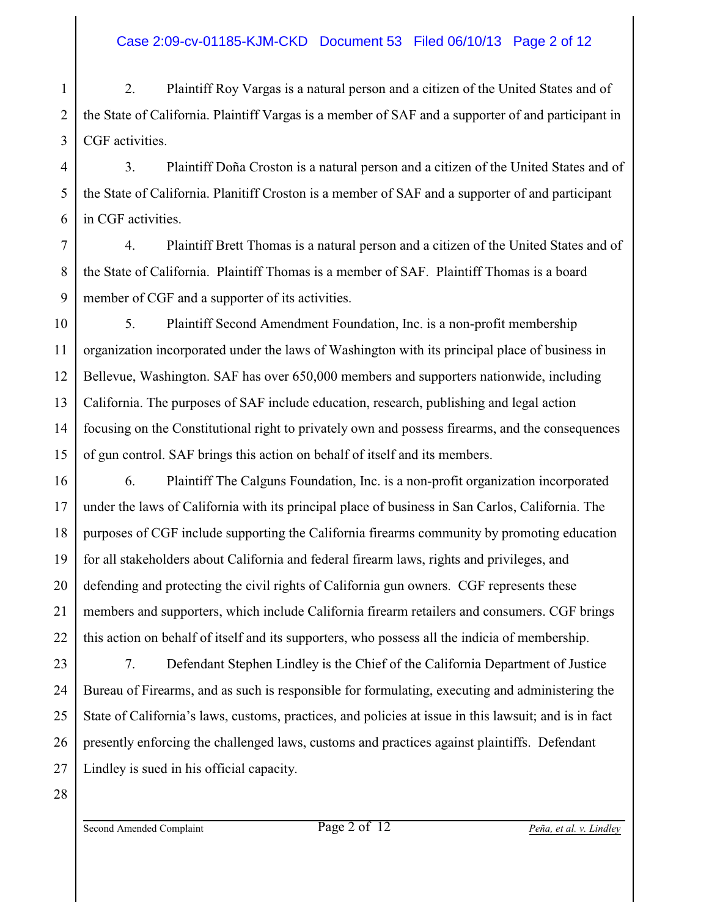2. Plaintiff Roy Vargas is a natural person and a citizen of the United States and of the State of California. Plaintiff Vargas is a member of SAF and a supporter of and participant in CGF activities.

3. Plaintiff Doña Croston is a natural person and a citizen of the United States and of the State of California. Planitiff Croston is a member of SAF and a supporter of and participant in CGF activities.

4. Plaintiff Brett Thomas is a natural person and a citizen of the United States and of the State of California. Plaintiff Thomas is a member of SAF. Plaintiff Thomas is a board member of CGF and a supporter of its activities.

5. Plaintiff Second Amendment Foundation, Inc. is a non-profit membership organization incorporated under the laws of Washington with its principal place of business in Bellevue, Washington. SAF has over 650,000 members and supporters nationwide, including California. The purposes of SAF include education, research, publishing and legal action focusing on the Constitutional right to privately own and possess firearms, and the consequences of gun control. SAF brings this action on behalf of itself and its members.

6. Plaintiff The Calguns Foundation, Inc. is a non-profit organization incorporated under the laws of California with its principal place of business in San Carlos, California. The purposes of CGF include supporting the California firearms community by promoting education for all stakeholders about California and federal firearm laws, rights and privileges, and defending and protecting the civil rights of California gun owners. CGF represents these members and supporters, which include California firearm retailers and consumers. CGF brings this action on behalf of itself and its supporters, who possess all the indicia of membership.

7. Defendant Stephen Lindley is the Chief of the California Department of Justice Bureau of Firearms, and as such is responsible for formulating, executing and administering the State of California's laws, customs, practices, and policies at issue in this lawsuit; and is in fact presently enforcing the challenged laws, customs and practices against plaintiffs. Defendant Lindley is sued in his official capacity.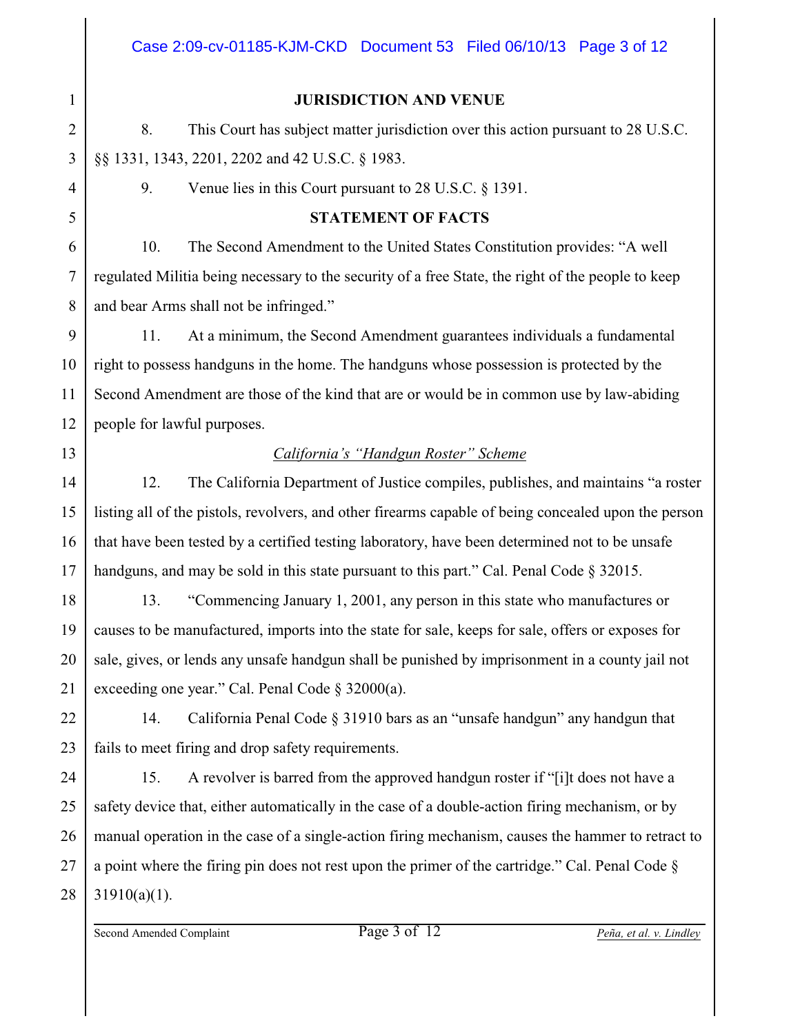## JURISDICTION AND VENUE

8. This Court has subject matter jurisdiction over this action pursuant to 28 U.S.C. §§ 1331, 1343, 2201, 2202 and 42 U.S.C. § 1983.

9. Venue lies in this Court pursuant to 28 U.S.C. § 1391.

## STATEMENT OF FACTS

10. The Second Amendment to the United States Constitution provides: "A well regulated Militia being necessary to the security of a free State, the right of the people to keep and bear Arms shall not be infringed."

11. At a minimum, the Second Amendment guarantees individuals a fundamental right to possess handguns in the home. The handguns whose possession is protected by the Second Amendment are those of the kind that are or would be in common use by law-abiding people for lawful purposes.

### *California's "Handgun Roster" Scheme*

12. The California Department of Justice compiles, publishes, and maintains "a roster listing all of the pistols, revolvers, and other firearms capable of being concealed upon the person that have been tested by a certified testing laboratory, have been determined not to be unsafe handguns, and may be sold in this state pursuant to this part." Cal. Penal Code § 32015.

13. "Commencing January 1, 2001, any person in this state who manufactures or causes to be manufactured, imports into the state for sale, keeps for sale, offers or exposes for sale, gives, or lends any unsafe handgun shall be punished by imprisonment in a county jail not exceeding one year." Cal. Penal Code § 32000(a).

14. California Penal Code § 31910 bars as an "unsafe handgun" any handgun that fails to meet firing and drop safety requirements.

15. A revolver is barred from the approved handgun roster if "[i]t does not have a safety device that, either automatically in the case of a double-action firing mechanism, or by manual operation in the case of a single-action firing mechanism, causes the hammer to retract to a point where the firing pin does not rest upon the primer of the cartridge." Cal. Penal Code § 31910(a)(1).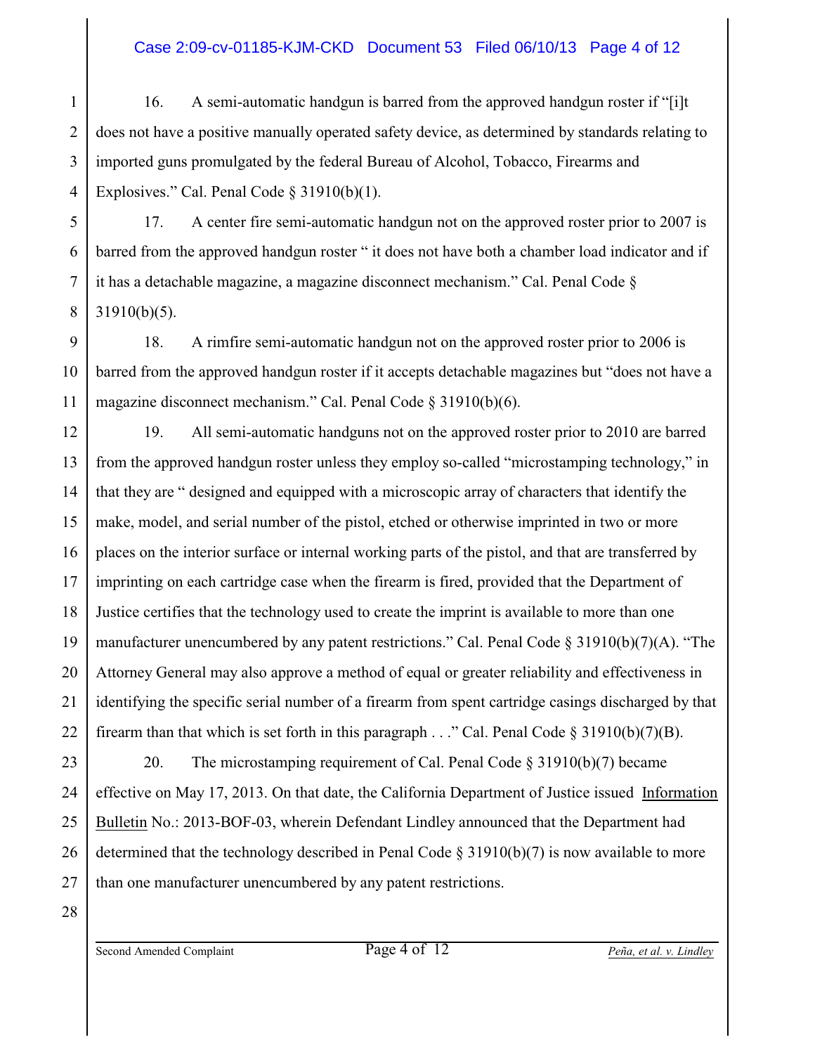16. A semi-automatic handgun is barred from the approved handgun roster if "[i]t does not have a positive manually operated safety device, as determined by standards relating to imported guns promulgated by the federal Bureau of Alcohol, Tobacco, Firearms and Explosives." Cal. Penal Code § 31910(b)(1).

17. A center fire semi-automatic handgun not on the approved roster prior to 2007 is barred from the approved handgun roster " it does not have both a chamber load indicator and if it has a detachable magazine, a magazine disconnect mechanism." Cal. Penal Code § 31910(b)(5).

18. A rimfire semi-automatic handgun not on the approved roster prior to 2006 is barred from the approved handgun roster if it accepts detachable magazines but "does not have a magazine disconnect mechanism." Cal. Penal Code § 31910(b)(6).

19. All semi-automatic handguns not on the approved roster prior to 2010 are barred from the approved handgun roster unless they employ so-called "microstamping technology," in that they are " designed and equipped with a microscopic array of characters that identify the make, model, and serial number of the pistol, etched or otherwise imprinted in two or more places on the interior surface or internal working parts of the pistol, and that are transferred by imprinting on each cartridge case when the firearm is fired, provided that the Department of Justice certifies that the technology used to create the imprint is available to more than one manufacturer unencumbered by any patent restrictions." Cal. Penal Code § 31910(b)(7)(A). "The Attorney General may also approve a method of equal or greater reliability and effectiveness in identifying the specific serial number of a firearm from spent cartridge casings discharged by that firearm than that which is set forth in this paragraph . . ." Cal. Penal Code § 31910(b)(7)(B).

20. The microstamping requirement of Cal. Penal Code § 31910(b)(7) became effective on May 17, 2013. On that date, the California Department of Justice issued Information Bulletin No.: 2013-BOF-03, wherein Defendant Lindley announced that the Department had determined that the technology described in Penal Code § 31910(b)(7) is now available to more than one manufacturer unencumbered by any patent restrictions.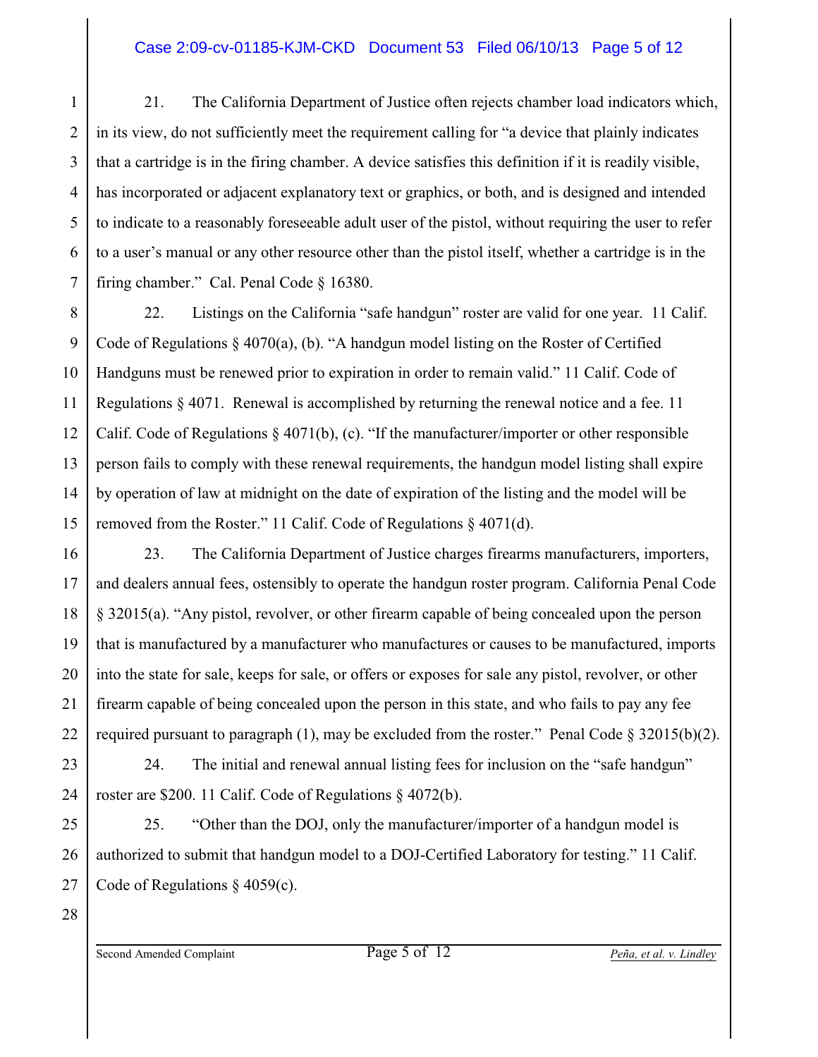21. The California Department of Justice often rejects chamber load indicators which, in its view, do not sufficiently meet the requirement calling for "a device that plainly indicates that a cartridge is in the firing chamber. A device satisfies this definition if it is readily visible, has incorporated or adjacent explanatory text or graphics, or both, and is designed and intended to indicate to a reasonably foreseeable adult user of the pistol, without requiring the user to refer to a user's manual or any other resource other than the pistol itself, whether a cartridge is in the firing chamber." Cal. Penal Code § 16380.

22. Listings on the California "safe handgun" roster are valid for one year. 11 Calif. Code of Regulations § 4070(a), (b). "A handgun model listing on the Roster of Certified Handguns must be renewed prior to expiration in order to remain valid." 11 Calif. Code of Regulations § 4071. Renewal is accomplished by returning the renewal notice and a fee. 11 Calif. Code of Regulations § 4071(b), (c). "If the manufacturer/importer or other responsible person fails to comply with these renewal requirements, the handgun model listing shall expire by operation of law at midnight on the date of expiration of the listing and the model will be removed from the Roster." 11 Calif. Code of Regulations § 4071(d).

23. The California Department of Justice charges firearms manufacturers, importers, and dealers annual fees, ostensibly to operate the handgun roster program. California Penal Code § 32015(a). "Any pistol, revolver, or other firearm capable of being concealed upon the person that is manufactured by a manufacturer who manufactures or causes to be manufactured, imports into the state for sale, keeps for sale, or offers or exposes for sale any pistol, revolver, or other firearm capable of being concealed upon the person in this state, and who fails to pay any fee required pursuant to paragraph (1), may be excluded from the roster." Penal Code § 32015(b)(2).

24. The initial and renewal annual listing fees for inclusion on the "safe handgun" roster are $200. 11 Calif. Code of Regulations § 4072(b).

25. "Other than the DOJ, only the manufacturer/importer of a handgun model is authorized to submit that handgun model to a DOJ-Certified Laboratory for testing." 11 Calif. Code of Regulations § 4059(c).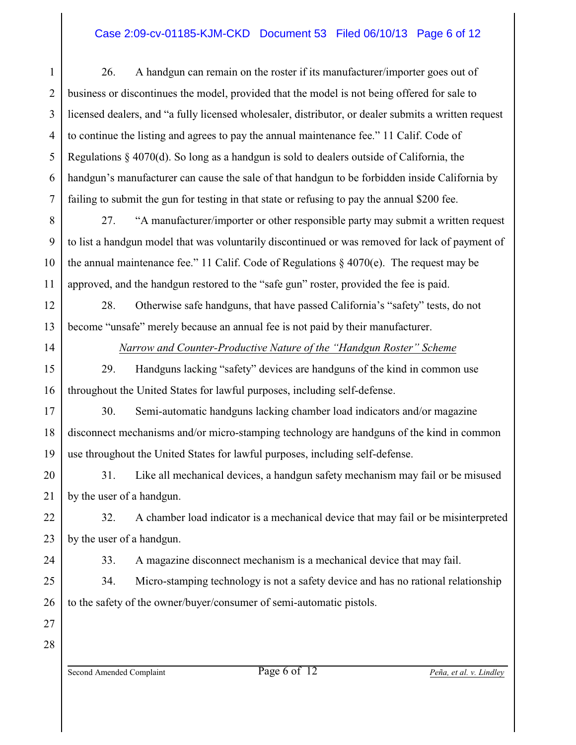26. A handgun can remain on the roster if its manufacturer/importer goes out of business or discontinues the model, provided that the model is not being offered for sale to licensed dealers, and "a fully licensed wholesaler, distributor, or dealer submits a written request to continue the listing and agrees to pay the annual maintenance fee." 11 Calif. Code of Regulations § 4070(d). So long as a handgun is sold to dealers outside of California, the handgun's manufacturer can cause the sale of that handgun to be forbidden inside California by failing to submit the gun for testing in that state or refusing to pay the annual $200 fee.

27. "A manufacturer/importer or other responsible party may submit a written request to list a handgun model that was voluntarily discontinued or was removed for lack of payment of the annual maintenance fee." 11 Calif. Code of Regulations § 4070(e). The request may be approved, and the handgun restored to the "safe gun" roster, provided the fee is paid.

28. Otherwise safe handguns, that have passed California's "safety" tests, do not become "unsafe" merely because an annual fee is not paid by their manufacturer.

*Narrow and Counter-Productive Nature of the "Handgun Roster" Scheme*

29. Handguns lacking "safety" devices are handguns of the kind in common use throughout the United States for lawful purposes, including self-defense.

30. Semi-automatic handguns lacking chamber load indicators and/or magazine disconnect mechanisms and/or micro-stamping technology are handguns of the kind in common use throughout the United States for lawful purposes, including self-defense.

31. Like all mechanical devices, a handgun safety mechanism may fail or be misused by the user of a handgun.

32. A chamber load indicator is a mechanical device that may fail or be misinterpreted by the user of a handgun.

33. A magazine disconnect mechanism is a mechanical device that may fail.

34. Micro-stamping technology is not a safety device and has no rational relationship to the safety of the owner/buyer/consumer of semi-automatic pistols.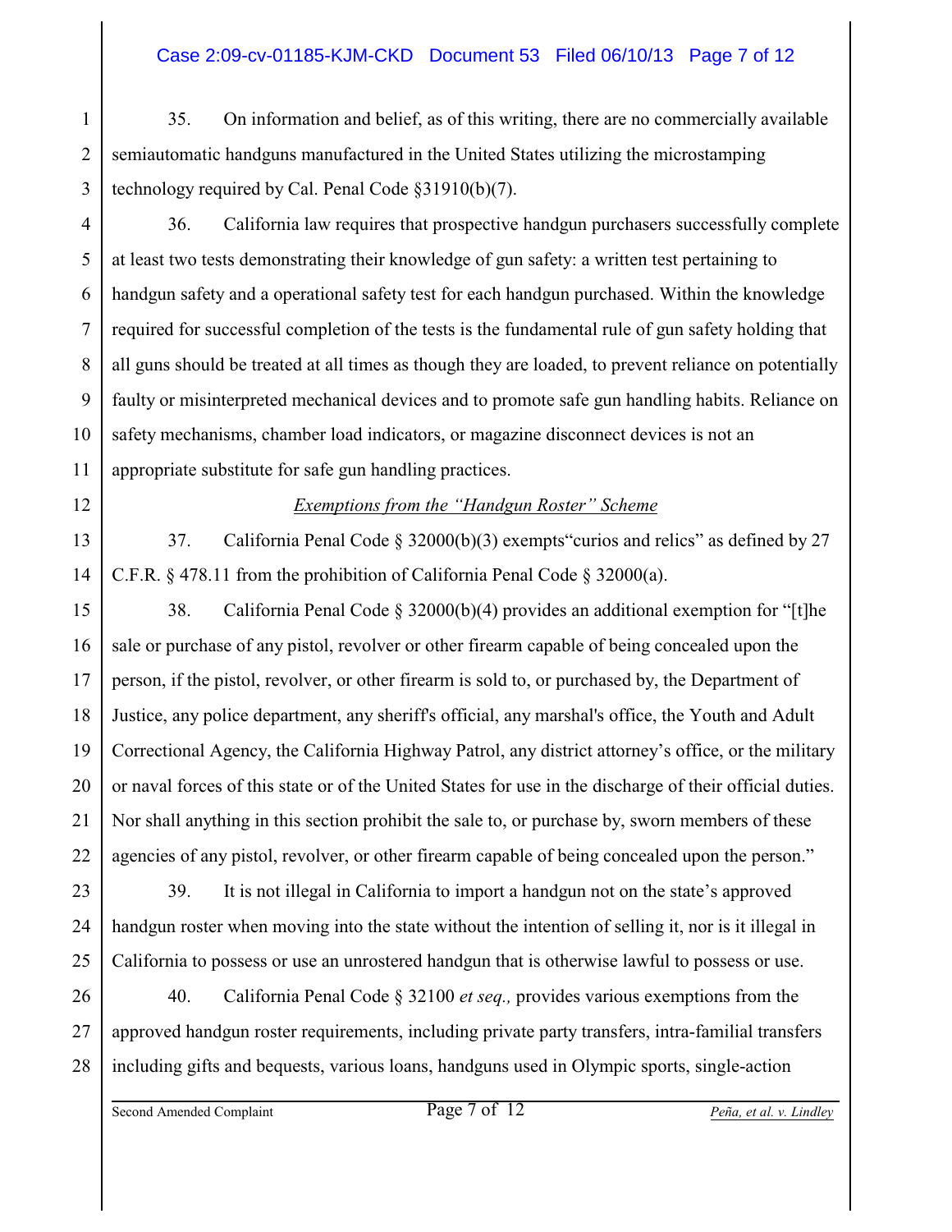35. On information and belief, as of this writing, there are no commercially available semiautomatic handguns manufactured in the United States utilizing the microstamping technology required by Cal. Penal Code §31910(b)(7).

36. California law requires that prospective handgun purchasers successfully complete at least two tests demonstrating their knowledge of gun safety: a written test pertaining to handgun safety and a operational safety test for each handgun purchased. Within the knowledge required for successful completion of the tests is the fundamental rule of gun safety holding that all guns should be treated at all times as though they are loaded, to prevent reliance on potentially faulty or misinterpreted mechanical devices and to promote safe gun handling habits. Reliance on safety mechanisms, chamber load indicators, or magazine disconnect devices is not an appropriate substitute for safe gun handling practices.

*Exemptions from the "Handgun Roster" Scheme*

37. California Penal Code § 32000(b)(3) exempts"curios and relics" as defined by 27 C.F.R. § 478.11 from the prohibition of California Penal Code § 32000(a).

38. California Penal Code § 32000(b)(4) provides an additional exemption for "[t]he sale or purchase of any pistol, revolver or other firearm capable of being concealed upon the person, if the pistol, revolver, or other firearm is sold to, or purchased by, the Department of Justice, any police department, any sheriff's official, any marshal's office, the Youth and Adult Correctional Agency, the California Highway Patrol, any district attorney's office, or the military or naval forces of this state or of the United States for use in the discharge of their official duties. Nor shall anything in this section prohibit the sale to, or purchase by, sworn members of these agencies of any pistol, revolver, or other firearm capable of being concealed upon the person."

39. It is not illegal in California to import a handgun not on the state's approved handgun roster when moving into the state without the intention of selling it, nor is it illegal in California to possess or use an unrostered handgun that is otherwise lawful to possess or use.

40. California Penal Code § 32100 *et seq.,* provides various exemptions from the approved handgun roster requirements, including private party transfers, intra-familial transfers including gifts and bequests, various loans, handguns used in Olympic sports, single-action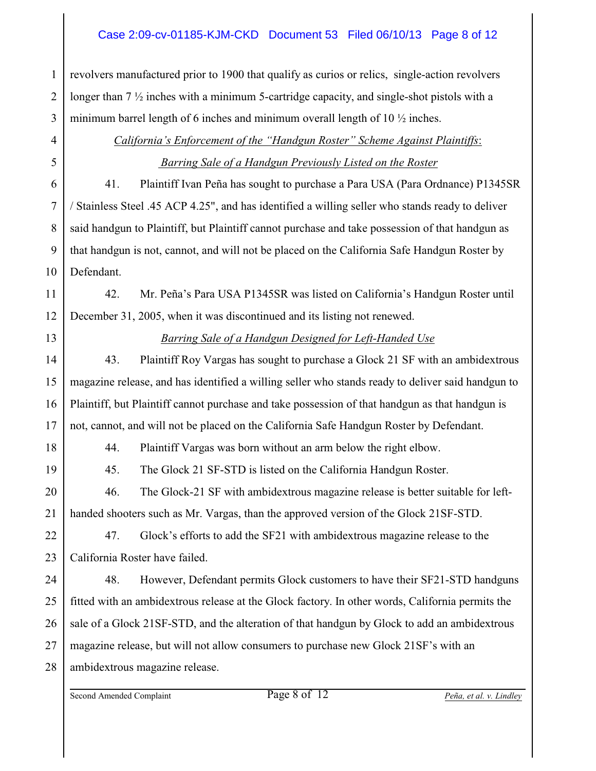revolvers manufactured prior to 1900 that qualify as curios or relics, single-action revolvers longer than 7 ½ inches with a minimum 5-cartridge capacity, and single-shot pistols with a minimum barrel length of 6 inches and minimum overall length of 10 ½ inches.

*California's Enforcement of the "Handgun Roster" Scheme Against Plaintiffs*:

*Barring Sale of a Handgun Previously Listed on the Roster*

41. Plaintiff Ivan Peña has sought to purchase a Para USA (Para Ordnance) P1345SR / Stainless Steel .45 ACP 4.25", and has identified a willing seller who stands ready to deliver said handgun to Plaintiff, but Plaintiff cannot purchase and take possession of that handgun as that handgun is not, cannot, and will not be placed on the California Safe Handgun Roster by Defendant.

42. Mr. Peña's Para USA P1345SR was listed on California's Handgun Roster until December 31, 2005, when it was discontinued and its listing not renewed.

*Barring Sale of a Handgun Designed for Left-Handed Use*

43. Plaintiff Roy Vargas has sought to purchase a Glock 21 SF with an ambidextrous magazine release, and has identified a willing seller who stands ready to deliver said handgun to Plaintiff, but Plaintiff cannot purchase and take possession of that handgun as that handgun is not, cannot, and will not be placed on the California Safe Handgun Roster by Defendant.

44. Plaintiff Vargas was born without an arm below the right elbow.

45. The Glock 21 SF-STD is listed on the California Handgun Roster.

46. The Glock-21 SF with ambidextrous magazine release is better suitable for left-handed shooters such as Mr. Vargas, than the approved version of the Glock 21SF-STD.

47. Glock's efforts to add the SF21 with ambidextrous magazine release to the California Roster have failed.

48. However, Defendant permits Glock customers to have their SF21-STD handguns fitted with an ambidextrous release at the Glock factory. In other words, California permits the sale of a Glock 21SF-STD, and the alteration of that handgun by Glock to add an ambidextrous magazine release, but will not allow consumers to purchase new Glock 21SF's with an ambidextrous magazine release.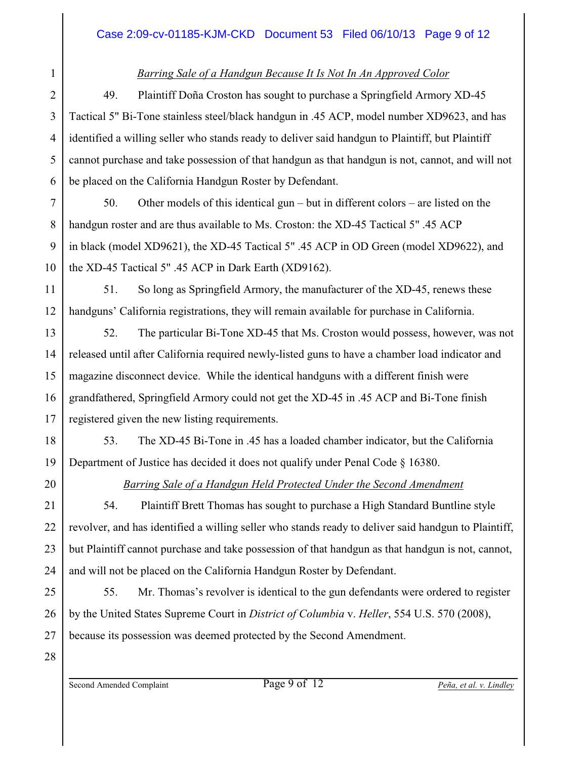*Barring Sale of a Handgun Because It Is Not In An Approved Color*

49. Plaintiff Doña Croston has sought to purchase a Springfield Armory XD-45 Tactical 5" Bi-Tone stainless steel/black handgun in .45 ACP, model number XD9623, and has identified a willing seller who stands ready to deliver said handgun to Plaintiff, but Plaintiff cannot purchase and take possession of that handgun as that handgun is not, cannot, and will not be placed on the California Handgun Roster by Defendant.

50. Other models of this identical gun – but in different colors – are listed on the handgun roster and are thus available to Ms. Croston: the XD-45 Tactical 5" .45 ACP in black (model XD9621), the XD-45 Tactical 5" .45 ACP in OD Green (model XD9622), and the XD-45 Tactical 5" .45 ACP in Dark Earth (XD9162).

51. So long as Springfield Armory, the manufacturer of the XD-45, renews these handguns' California registrations, they will remain available for purchase in California.

52. The particular Bi-Tone XD-45 that Ms. Croston would possess, however, was not released until after California required newly-listed guns to have a chamber load indicator and magazine disconnect device. While the identical handguns with a different finish were grandfathered, Springfield Armory could not get the XD-45 in .45 ACP and Bi-Tone finish registered given the new listing requirements.

53. The XD-45 Bi-Tone in .45 has a loaded chamber indicator, but the California Department of Justice has decided it does not qualify under Penal Code § 16380.

*Barring Sale of a Handgun Held Protected Under the Second Amendment*

54. Plaintiff Brett Thomas has sought to purchase a High Standard Buntline style revolver, and has identified a willing seller who stands ready to deliver said handgun to Plaintiff, but Plaintiff cannot purchase and take possession of that handgun as that handgun is not, cannot, and will not be placed on the California Handgun Roster by Defendant.

55. Mr. Thomas's revolver is identical to the gun defendants were ordered to register by the United States Supreme Court in *District of Columbia* v. *Heller*, 554 U.S. 570 (2008), because its possession was deemed protected by the Second Amendment.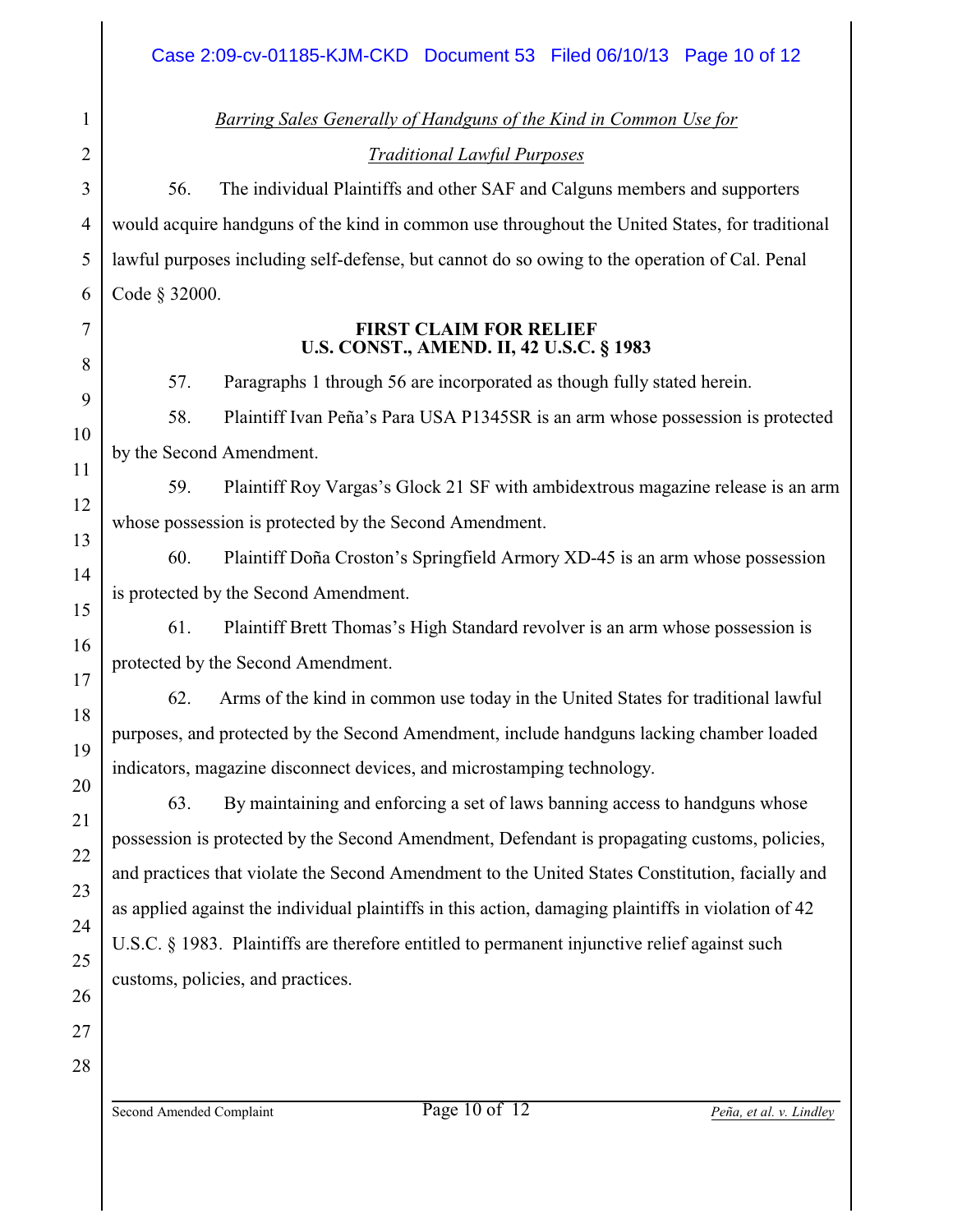*Barring Sales Generally of Handguns of the Kind in Common Use for Traditional Lawful Purposes*

56. The individual Plaintiffs and other SAF and Calguns members and supporters would acquire handguns of the kind in common use throughout the United States, for traditional lawful purposes including self-defense, but cannot do so owing to the operation of Cal. Penal Code § 32000.

**FIRST CLAIM FOR RELIEF**
**U.S. CONST., AMEND. II, 42 U.S.C. § 1983**

57. Paragraphs 1 through 56 are incorporated as though fully stated herein.

58. Plaintiff Ivan Peña's Para USA P1345SR is an arm whose possession is protected by the Second Amendment.

59. Plaintiff Roy Vargas's Glock 21 SF with ambidextrous magazine release is an arm whose possession is protected by the Second Amendment.

60. Plaintiff Doña Croston's Springfield Armory XD-45 is an arm whose possession is protected by the Second Amendment.

61. Plaintiff Brett Thomas's High Standard revolver is an arm whose possession is protected by the Second Amendment.

62. Arms of the kind in common use today in the United States for traditional lawful purposes, and protected by the Second Amendment, include handguns lacking chamber loaded indicators, magazine disconnect devices, and microstamping technology.

63. By maintaining and enforcing a set of laws banning access to handguns whose possession is protected by the Second Amendment, Defendant is propagating customs, policies, and practices that violate the Second Amendment to the United States Constitution, facially and as applied against the individual plaintiffs in this action, damaging plaintiffs in violation of 42 U.S.C. § 1983. Plaintiffs are therefore entitled to permanent injunctive relief against such customs, policies, and practices.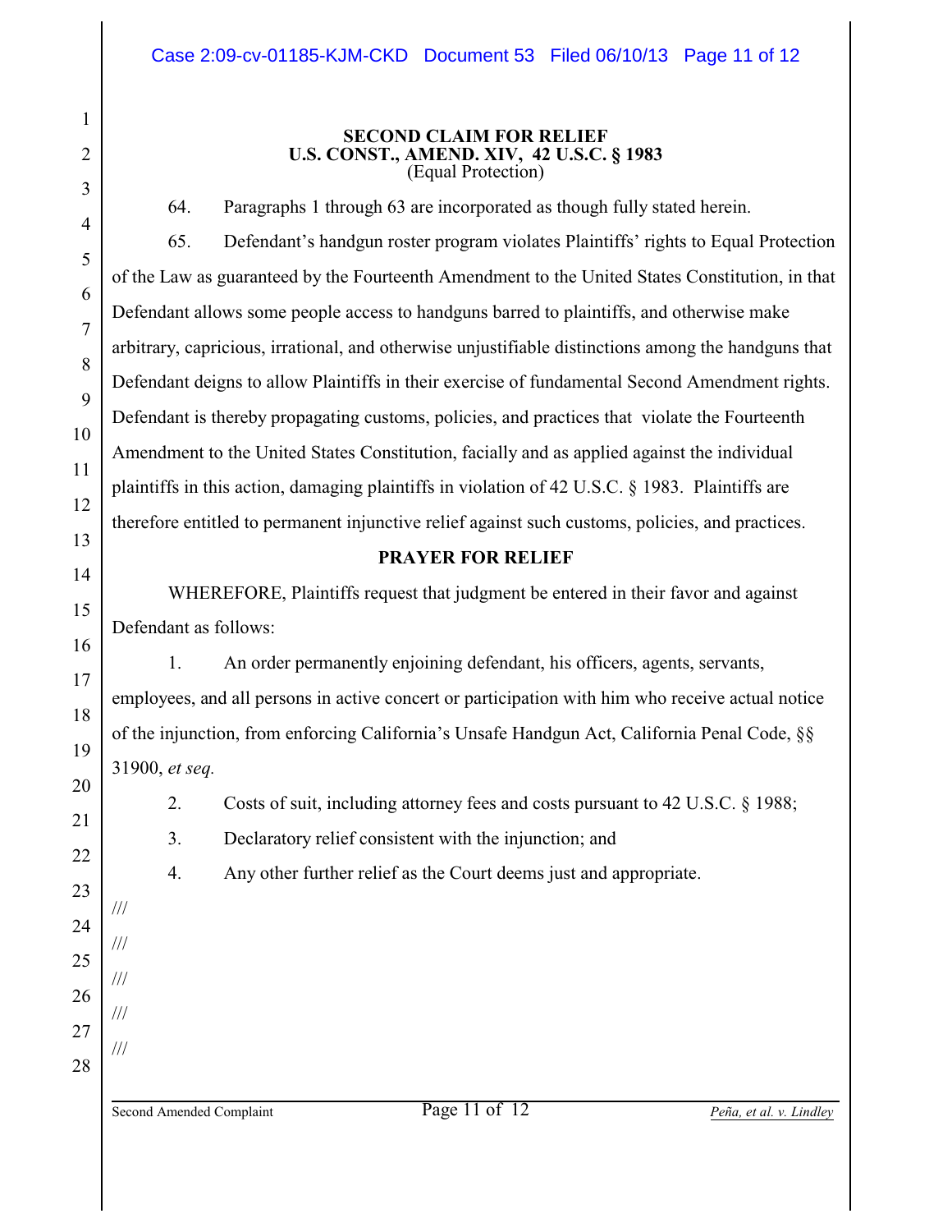**SECOND CLAIM FOR RELIEF**
**U.S. CONST., AMEND. XIV, 42 U.S.C. § 1983**
(Equal Protection)

64. Paragraphs 1 through 63 are incorporated as though fully stated herein.

65. Defendant's handgun roster program violates Plaintiffs' rights to Equal Protection of the Law as guaranteed by the Fourteenth Amendment to the United States Constitution, in that Defendant allows some people access to handguns barred to plaintiffs, and otherwise make arbitrary, capricious, irrational, and otherwise unjustifiable distinctions among the handguns that Defendant deigns to allow Plaintiffs in their exercise of fundamental Second Amendment rights. Defendant is thereby propagating customs, policies, and practices that violate the Fourteenth Amendment to the United States Constitution, facially and as applied against the individual plaintiffs in this action, damaging plaintiffs in violation of 42 U.S.C. § 1983. Plaintiffs are therefore entitled to permanent injunctive relief against such customs, policies, and practices.

**PRAYER FOR RELIEF**

WHEREFORE, Plaintiffs request that judgment be entered in their favor and against Defendant as follows:

1. An order permanently enjoining defendant, his officers, agents, servants, employees, and all persons in active concert or participation with him who receive actual notice of the injunction, from enforcing California's Unsafe Handgun Act, California Penal Code, §§ 31900, *et seq.*

2. Costs of suit, including attorney fees and costs pursuant to 42 U.S.C. § 1988;

3. Declaratory relief consistent with the injunction; and

4. Any other further relief as the Court deems just and appropriate.

///

///

///

///

///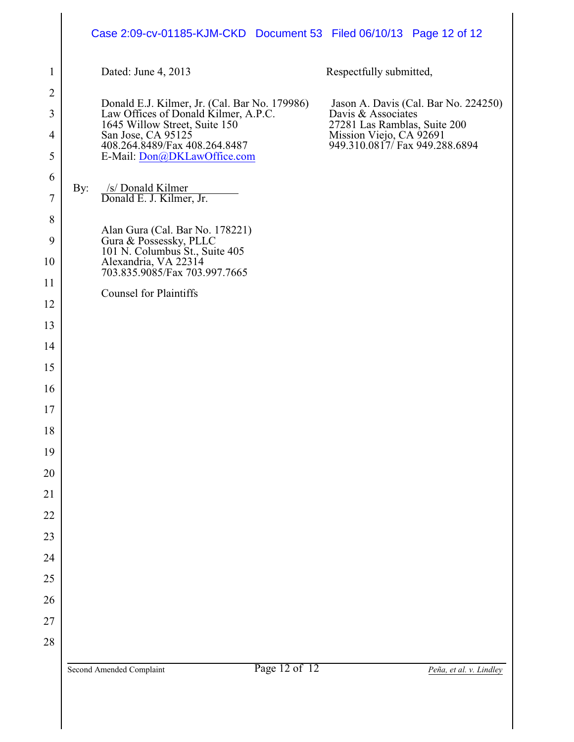Dated: June 4, 2013

Respectfully submitted,

Donald E.J. Kilmer, Jr. (Cal. Bar No. 179986)
Law Offices of Donald Kilmer, A.P.C.
1645 Willow Street, Suite 150
San Jose, CA 95125
408.264.8489/Fax 408.264.8487
E-Mail: Don@DKLawOffice.com

Jason A. Davis (Cal. Bar No. 224250)
Davis & Associates
27281 Las Ramblas, Suite 200
Mission Viejo, CA 92691
949.310.0817/ Fax 949.288.6894

By: /s/ Donald Kilmer
Donald E. J. Kilmer, Jr.

Alan Gura (Cal. Bar No. 178221)
Gura & Possessky, PLLC
101 N. Columbus St., Suite 405
Alexandria, VA 22314
703.835.9085/Fax 703.997.7665

Counsel for Plaintiffs